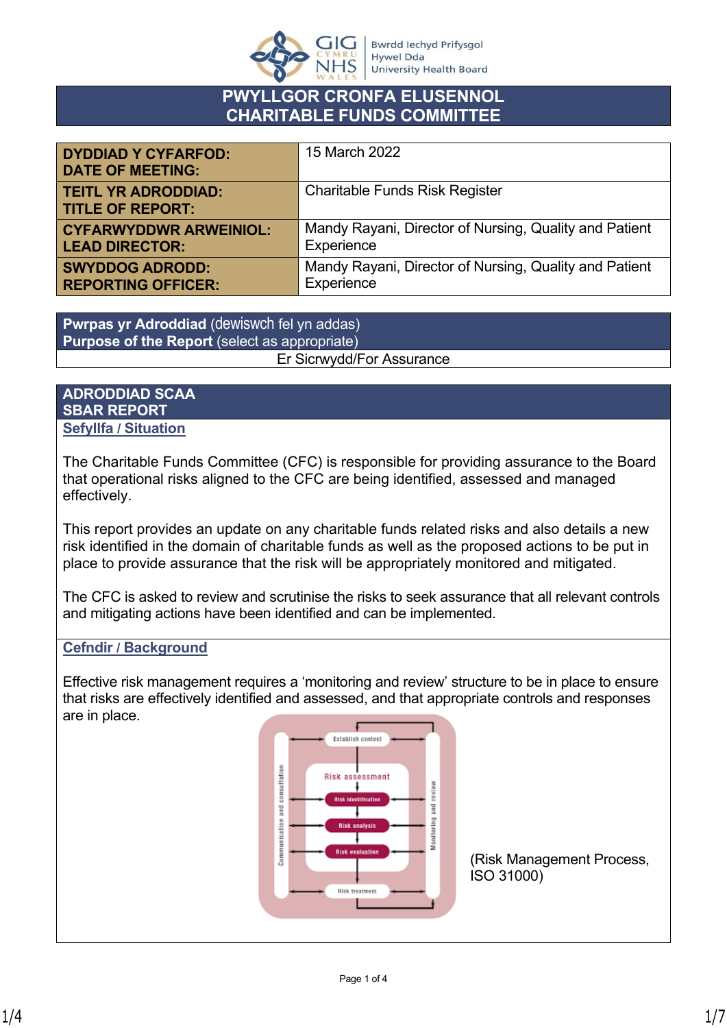Bwrdd Iechyd Prifysgol Hywel Dda University Health Board

# PWYLLGOR CRONFA ELUSENNOL
# CHARITABLE FUNDS COMMITTEE

| | |
|---|---|
| **DYDDIAD Y CYFARFOD: DATE OF MEETING:** | 15 March 2022 |
| **TEITL YR ADRODDIAD: TITLE OF REPORT:** | Charitable Funds Risk Register |
| **CYFARWYDDWR ARWEINIOL: LEAD DIRECTOR:** | Mandy Rayani, Director of Nursing, Quality and Patient Experience |
| **SWYDDOG ADRODD: REPORTING OFFICER:** | Mandy Rayani, Director of Nursing, Quality and Patient Experience |

| **Pwrpas yr Adroddiad** (dewiswch fel yn addas) **Purpose of the Report** (select as appropriate) |
|---|
| Er Sicrwydd/For Assurance |

## ADRODDIAD SCAA
## SBAR REPORT

### Sefyllfa / Situation

The Charitable Funds Committee (CFC) is responsible for providing assurance to the Board that operational risks aligned to the CFC are being identified, assessed and managed effectively.

This report provides an update on any charitable funds related risks and also details a new risk identified in the domain of charitable funds as well as the proposed actions to be put in place to provide assurance that the risk will be appropriately monitored and mitigated.

The CFC is asked to review and scrutinise the risks to seek assurance that all relevant controls and mitigating actions have been identified and can be implemented.

### Cefndir / Background

Effective risk management requires a 'monitoring and review' structure to be in place to ensure that risks are effectively identified and assessed, and that appropriate controls and responses are in place.

(Risk Management Process, ISO 31000)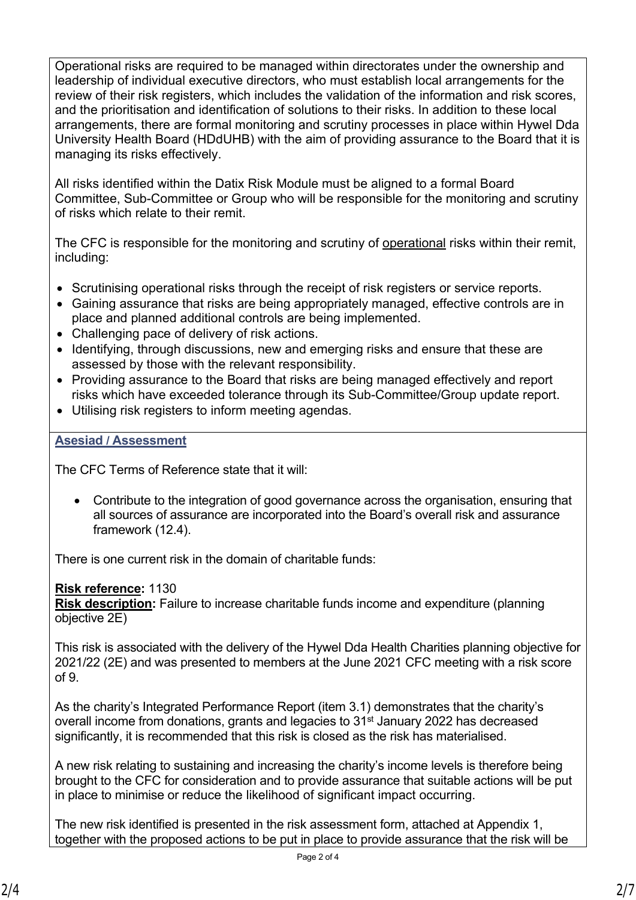Operational risks are required to be managed within directorates under the ownership and leadership of individual executive directors, who must establish local arrangements for the review of their risk registers, which includes the validation of the information and risk scores, and the prioritisation and identification of solutions to their risks. In addition to these local arrangements, there are formal monitoring and scrutiny processes in place within Hywel Dda University Health Board (HDdUHB) with the aim of providing assurance to the Board that it is managing its risks effectively.

All risks identified within the Datix Risk Module must be aligned to a formal Board Committee, Sub-Committee or Group who will be responsible for the monitoring and scrutiny of risks which relate to their remit.

The CFC is responsible for the monitoring and scrutiny of operational risks within their remit, including:

- Scrutinising operational risks through the receipt of risk registers or service reports.
- Gaining assurance that risks are being appropriately managed, effective controls are in place and planned additional controls are being implemented.
- Challenging pace of delivery of risk actions.
- Identifying, through discussions, new and emerging risks and ensure that these are assessed by those with the relevant responsibility.
- Providing assurance to the Board that risks are being managed effectively and report risks which have exceeded tolerance through its Sub-Committee/Group update report.
- Utilising risk registers to inform meeting agendas.

## Asesiad / Assessment

The CFC Terms of Reference state that it will:

- Contribute to the integration of good governance across the organisation, ensuring that all sources of assurance are incorporated into the Board's overall risk and assurance framework (12.4).

There is one current risk in the domain of charitable funds:

**Risk reference:** 1130
**Risk description:** Failure to increase charitable funds income and expenditure (planning objective 2E)

This risk is associated with the delivery of the Hywel Dda Health Charities planning objective for 2021/22 (2E) and was presented to members at the June 2021 CFC meeting with a risk score of 9.

As the charity's Integrated Performance Report (item 3.1) demonstrates that the charity's overall income from donations, grants and legacies to 31st January 2022 has decreased significantly, it is recommended that this risk is closed as the risk has materialised.

A new risk relating to sustaining and increasing the charity's income levels is therefore being brought to the CFC for consideration and to provide assurance that suitable actions will be put in place to minimise or reduce the likelihood of significant impact occurring.

The new risk identified is presented in the risk assessment form, attached at Appendix 1, together with the proposed actions to be put in place to provide assurance that the risk will be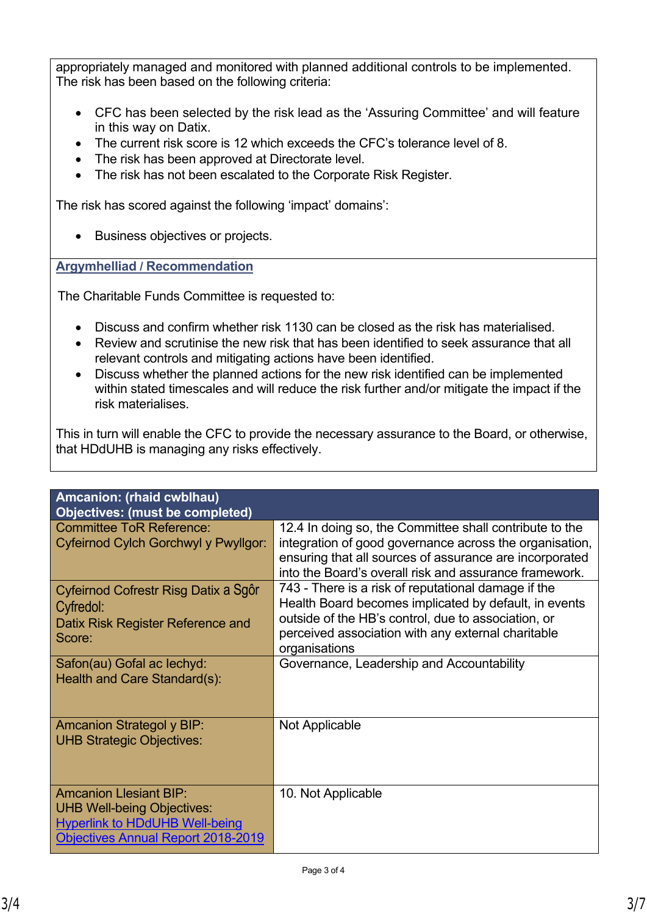appropriately managed and monitored with planned additional controls to be implemented. The risk has been based on the following criteria:

- CFC has been selected by the risk lead as the 'Assuring Committee' and will feature in this way on Datix.
- The current risk score is 12 which exceeds the CFC's tolerance level of 8.
- The risk has been approved at Directorate level.
- The risk has not been escalated to the Corporate Risk Register.

The risk has scored against the following 'impact' domains':

- Business objectives or projects.

**Argymhelliad / Recommendation**

The Charitable Funds Committee is requested to:

- Discuss and confirm whether risk 1130 can be closed as the risk has materialised.
- Review and scrutinise the new risk that has been identified to seek assurance that all relevant controls and mitigating actions have been identified.
- Discuss whether the planned actions for the new risk identified can be implemented within stated timescales and will reduce the risk further and/or mitigate the impact if the risk materialises.

This in turn will enable the CFC to provide the necessary assurance to the Board, or otherwise, that HDdUHB is managing any risks effectively.

| **Amcanion: (rhaid cwblhau)<br>Objectives: (must be completed)** | |
|---|---|
| Committee ToR Reference:<br>Cyfeirnod Cylch Gorchwyl y Pwyllgor: | 12.4 In doing so, the Committee shall contribute to the integration of good governance across the organisation, ensuring that all sources of assurance are incorporated into the Board's overall risk and assurance framework. |
| Cyfeirnod Cofrestr Risg Datix a Sgôr Cyfredol:<br>Datix Risk Register Reference and Score: | 743 - There is a risk of reputational damage if the Health Board becomes implicated by default, in events outside of the HB's control, due to association, or perceived association with any external charitable organisations |
| Safon(au) Gofal ac Iechyd:<br>Health and Care Standard(s): | Governance, Leadership and Accountability |
| Amcanion Strategol y BIP:<br>UHB Strategic Objectives: | Not Applicable |
| Amcanion Llesiant BIP:<br>UHB Well-being Objectives:<br>Hyperlink to HDdUHB Well-being Objectives Annual Report 2018-2019 | 10. Not Applicable |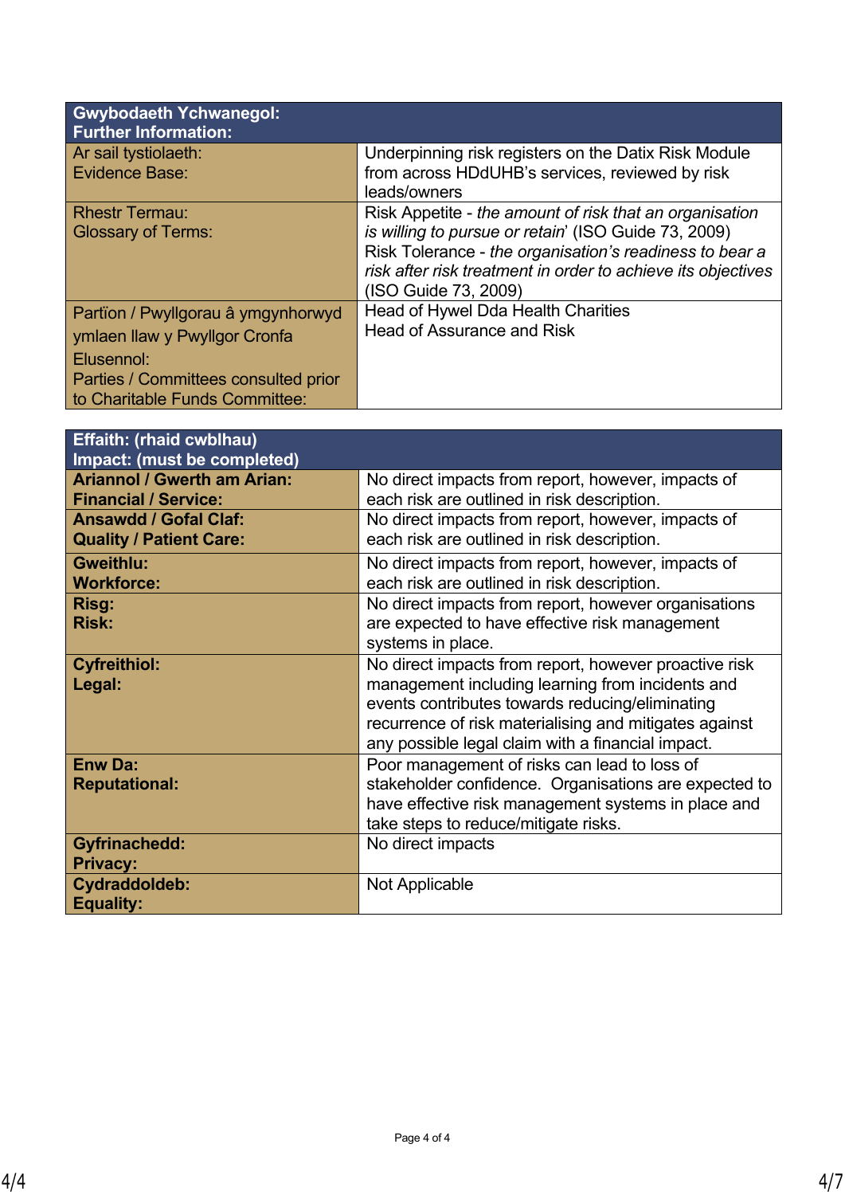| Gwybodaeth Ychwanegol:<br>Further Information: | |
|---|---|
| Ar sail tystiolaeth:<br>Evidence Base: | Underpinning risk registers on the Datix Risk Module from across HDdUHB's services, reviewed by risk leads/owners |
| Rhestr Termau:<br>Glossary of Terms: | Risk Appetite - *the amount of risk that an organisation is willing to pursue or retain*' (ISO Guide 73, 2009)<br>Risk Tolerance - *the organisation's readiness to bear a risk after risk treatment in order to achieve its objectives* (ISO Guide 73, 2009) |
| Partïon / Pwyllgorau â ymgynhorwyd ymlaen llaw y Pwyllgor Cronfa Elusennol:<br>Parties / Committees consulted prior to Charitable Funds Committee: | Head of Hywel Dda Health Charities<br>Head of Assurance and Risk |

| Effaith: (rhaid cwblhau)<br>Impact: (must be completed) | |
|---|---|
| **Ariannol / Gwerth am Arian:<br>Financial / Service:** | No direct impacts from report, however, impacts of each risk are outlined in risk description. |
| **Ansawdd / Gofal Claf:<br>Quality / Patient Care:** | No direct impacts from report, however, impacts of each risk are outlined in risk description. |
| **Gweithlu:<br>Workforce:** | No direct impacts from report, however, impacts of each risk are outlined in risk description. |
| **Risg:<br>Risk:** | No direct impacts from report, however organisations are expected to have effective risk management systems in place. |
| **Cyfreithiol:<br>Legal:** | No direct impacts from report, however proactive risk management including learning from incidents and events contributes towards reducing/eliminating recurrence of risk materialising and mitigates against any possible legal claim with a financial impact. |
| **Enw Da:<br>Reputational:** | Poor management of risks can lead to loss of stakeholder confidence. Organisations are expected to have effective risk management systems in place and take steps to reduce/mitigate risks. |
| **Gyfrinachedd:<br>Privacy:** | No direct impacts |
| **Cydraddoldeb:<br>Equality:** | Not Applicable |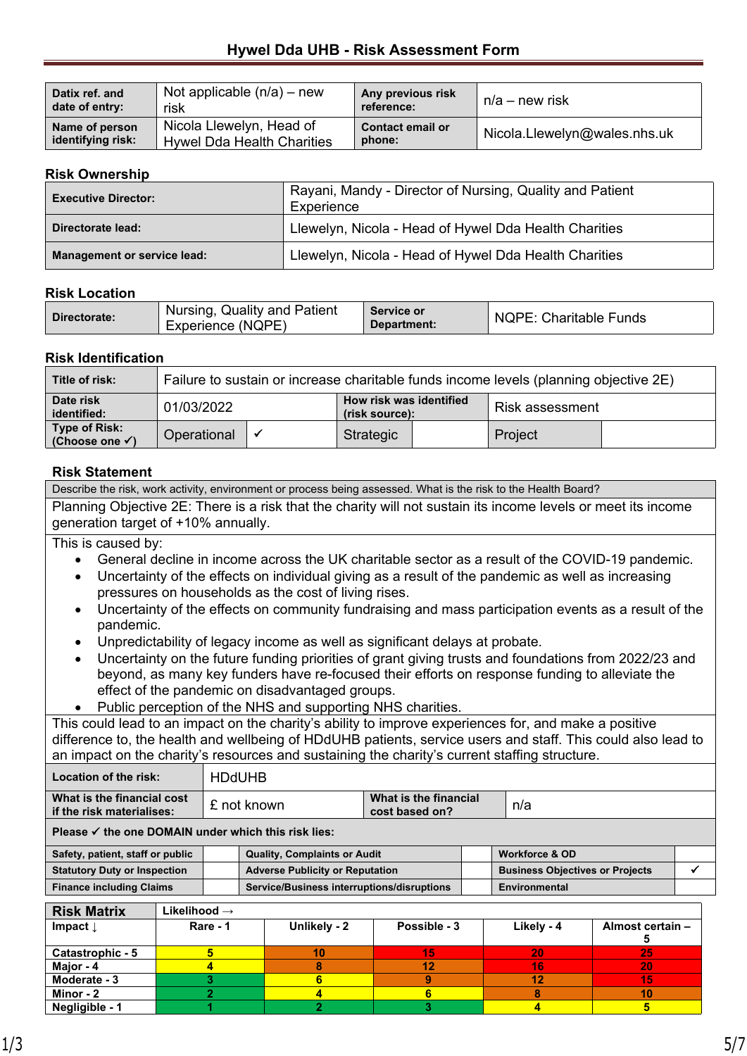# Hywel Dda UHB - Risk Assessment Form

| Datix ref. and date of entry: | Not applicable (n/a) – new risk | Any previous risk reference: | n/a – new risk |
|---|---|---|---|
| Name of person identifying risk: | Nicola Llewelyn, Head of Hywel Dda Health Charities | Contact email or phone: | Nicola.Llewelyn@wales.nhs.uk |

## Risk Ownership

| Executive Director: | Rayani, Mandy - Director of Nursing, Quality and Patient Experience |
|---|---|
| Directorate lead: | Llewelyn, Nicola - Head of Hywel Dda Health Charities |
| Management or service lead: | Llewelyn, Nicola - Head of Hywel Dda Health Charities |

## Risk Location

| Directorate: | Nursing, Quality and Patient Experience (NQPE) | Service or Department: | NQPE: Charitable Funds |
|---|---|---|---|

## Risk Identification

| Title of risk: | Failure to sustain or increase charitable funds income levels (planning objective 2E) | | | | |
|---|---|---|---|---|---|
| Date risk identified: | 01/03/2022 | How risk was identified (risk source): | Risk assessment | | |
| Type of Risk: (Choose one ✓) | Operational | ✓ | Strategic | Project | |

## Risk Statement

Describe the risk, work activity, environment or process being assessed. What is the risk to the Health Board?

Planning Objective 2E: There is a risk that the charity will not sustain its income levels or meet its income generation target of +10% annually.

This is caused by:

- General decline in income across the UK charitable sector as a result of the COVID-19 pandemic.
- Uncertainty of the effects on individual giving as a result of the pandemic as well as increasing pressures on households as the cost of living rises.
- Uncertainty of the effects on community fundraising and mass participation events as a result of the pandemic.
- Unpredictability of legacy income as well as significant delays at probate.
- Uncertainty on the future funding priorities of grant giving trusts and foundations from 2022/23 and beyond, as many key funders have re-focused their efforts on response funding to alleviate the effect of the pandemic on disadvantaged groups.
- Public perception of the NHS and supporting NHS charities.

This could lead to an impact on the charity's ability to improve experiences for, and make a positive difference to, the health and wellbeing of HDdUHB patients, service users and staff. This could also lead to an impact on the charity's resources and sustaining the charity's current staffing structure.

| Location of the risk: | HDdUHB | | |
|---|---|---|---|
| What is the financial cost if the risk materialises: | £ not known | What is the financial cost based on? | n/a |

**Please ✓ the one DOMAIN under which this risk lies:**

| Safety, patient, staff or public | | Quality, Complaints or Audit | | Workforce & OD | |
|---|---|---|---|---|---|
| Statutory Duty or Inspection | | Adverse Publicity or Reputation | | Business Objectives or Projects | ✓ |
| Finance including Claims | | Service/Business interruptions/disruptions | | Environmental | |

| Risk Matrix | Likelihood → | | | | |
|---|---|---|---|---|---|
| Impact ↓ | Rare - 1 | Unlikely - 2 | Possible - 3 | Likely - 4 | Almost certain – 5 |
| Catastrophic - 5 | 5 | 10 | 15 | 20 | 25 |
| Major - 4 | 4 | 8 | 12 | 16 | 20 |
| Moderate - 3 | 3 | 6 | 9 | 12 | 15 |
| Minor - 2 | 2 | 4 | 6 | 8 | 10 |
| Negligible - 1 | 1 | 2 | 3 | 4 | 5 |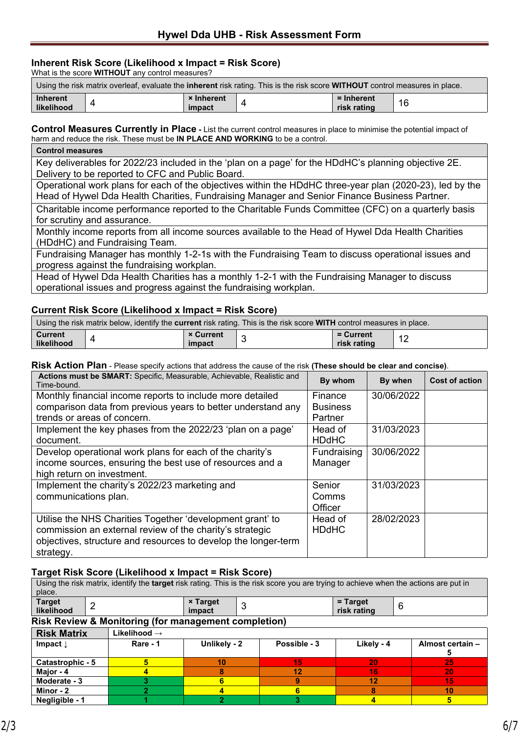# Hywel Dda UHB - Risk Assessment Form

## Inherent Risk Score (Likelihood x Impact = Risk Score)

What is the score **WITHOUT** any control measures?

| Using the risk matrix overleaf, evaluate the **inherent** risk rating. This is the risk score **WITHOUT** control measures in place. | | | | | |
|---|---|---|---|---|---|
| **Inherent likelihood** | 4 | **× Inherent impact** | 4 | **= Inherent risk rating** | 16 |

## Control Measures Currently in Place

- List the current control measures in place to minimise the potential impact of harm and reduce the risk. These must be **IN PLACE AND WORKING** to be a control.

| Control measures |
|---|
| Key deliverables for 2022/23 included in the 'plan on a page' for the HDdHC's planning objective 2E. Delivery to be reported to CFC and Public Board. |
| Operational work plans for each of the objectives within the HDdHC three-year plan (2020-23), led by the Head of Hywel Dda Health Charities, Fundraising Manager and Senior Finance Business Partner. |
| Charitable income performance reported to the Charitable Funds Committee (CFC) on a quarterly basis for scrutiny and assurance. |
| Monthly income reports from all income sources available to the Head of Hywel Dda Health Charities (HDdHC) and Fundraising Team. |
| Fundraising Manager has monthly 1-2-1s with the Fundraising Team to discuss operational issues and progress against the fundraising workplan. |
| Head of Hywel Dda Health Charities has a monthly 1-2-1 with the Fundraising Manager to discuss operational issues and progress against the fundraising workplan. |

## Current Risk Score (Likelihood x Impact = Risk Score)

| Using the risk matrix below, identify the **current** risk rating. This is the risk score **WITH** control measures in place. | | | | | |
|---|---|---|---|---|---|
| **Current likelihood** | 4 | **× Current impact** | 3 | **= Current risk rating** | 12 |

## Risk Action Plan

- Please specify actions that address the cause of the risk **(These should be clear and concise)**.

| **Actions must be SMART:** Specific, Measurable, Achievable, Realistic and Time-bound. | By whom | By when | Cost of action |
|---|---|---|---|
| Monthly financial income reports to include more detailed comparison data from previous years to better understand any trends or areas of concern. | Finance Business Partner | 30/06/2022 | |
| Implement the key phases from the 2022/23 'plan on a page' document. | Head of HDdHC | 31/03/2023 | |
| Develop operational work plans for each of the charity's income sources, ensuring the best use of resources and a high return on investment. | Fundraising Manager | 30/06/2022 | |
| Implement the charity's 2022/23 marketing and communications plan. | Senior Comms Officer | 31/03/2023 | |
| Utilise the NHS Charities Together 'development grant' to commission an external review of the charity's strategic objectives, structure and resources to develop the longer-term strategy. | Head of HDdHC | 28/02/2023 | |

## Target Risk Score (Likelihood x Impact = Risk Score)

| Using the risk matrix, identify the **target** risk rating. This is the risk score you are trying to achieve when the actions are put in place. | | | | | |
|---|---|---|---|---|---|
| **Target likelihood** | 2 | **× Target impact** | 3 | **= Target risk rating** | 6 |

## Risk Review & Monitoring (for management completion)

| **Risk Matrix** | Likelihood → | | | | |
|---|---|---|---|---|---|
| **Impact ↓** | **Rare - 1** | **Unlikely - 2** | **Possible - 3** | **Likely - 4** | **Almost certain – 5** |
| **Catastrophic - 5** | 5 | 10 | 15 | 20 | 25 |
| **Major - 4** | 4 | 8 | 12 | 16 | 20 |
| **Moderate - 3** | 3 | 6 | 9 | 12 | 15 |
| **Minor - 2** | 2 | 4 | 6 | 8 | 10 |
| **Negligible - 1** | 1 | 2 | 3 | 4 | 5 |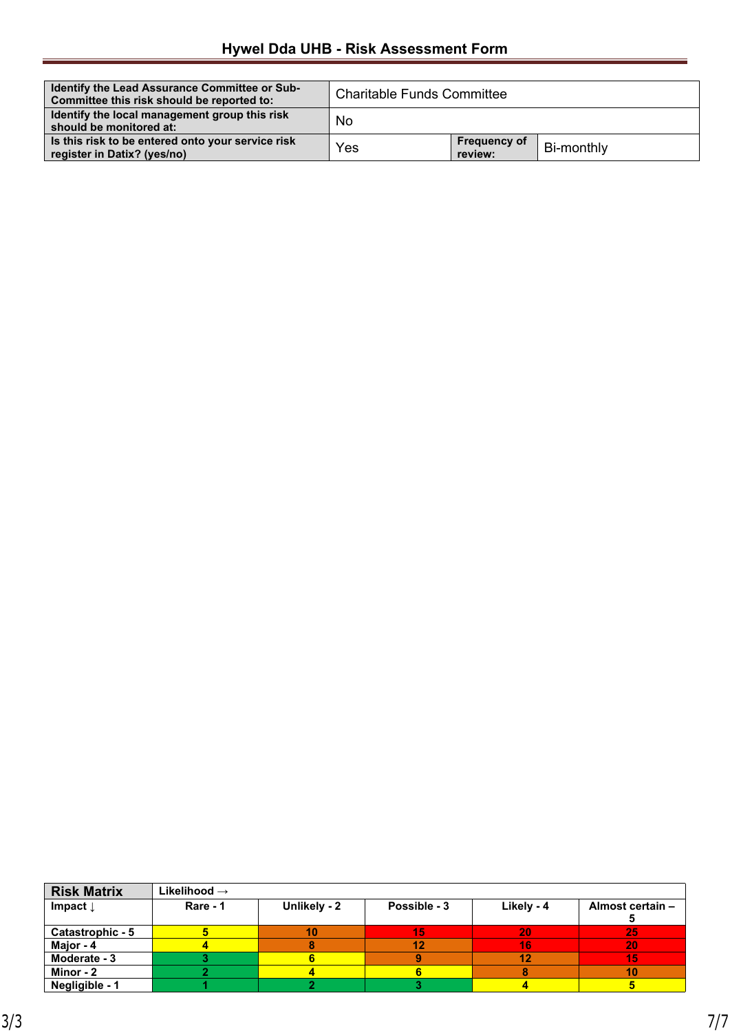# Hywel Dda UHB - Risk Assessment Form

| | | | |
|---|---|---|---|
| **Identify the Lead Assurance Committee or Sub-Committee this risk should be reported to:** | Charitable Funds Committee | | |
| **Identify the local management group this risk should be monitored at:** | No | | |
| **Is this risk to be entered onto your service risk register in Datix? (yes/no)** | Yes | **Frequency of review:** | Bi-monthly |

| **Risk Matrix** | **Likelihood →** | | | | |
|---|---|---|---|---|---|
| **Impact ↓** | **Rare - 1** | **Unlikely - 2** | **Possible - 3** | **Likely - 4** | **Almost certain – 5** |
| **Catastrophic - 5** | 5 | 10 | 15 | 20 | 25 |
| **Major - 4** | 4 | 8 | 12 | 16 | 20 |
| **Moderate - 3** | 3 | 6 | 9 | 12 | 15 |
| **Minor - 2** | 2 | 4 | 6 | 8 | 10 |
| **Negligible - 1** | 1 | 2 | 3 | 4 | 5 |